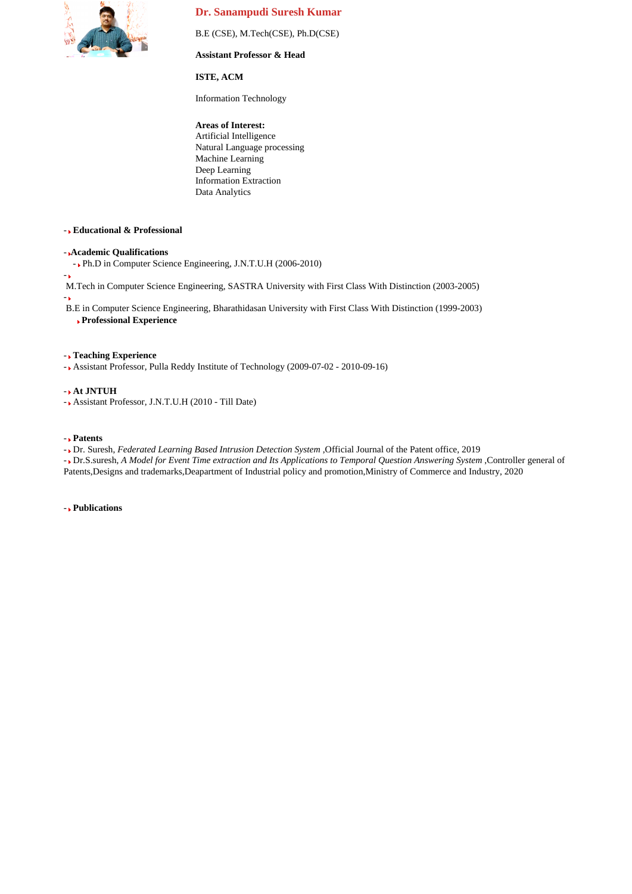# Dr. Sanampudi Suresh Kumar

B.E (CSE), M.Tech(CSE), Ph.D(CSE)

**Assistant Professor & Head**

**ISTE, ACM**

Information Technology

**Areas of Interest:**
Artificial Intelligence
Natural Language processing
Machine Learning
Deep Learning
Information Extraction
Data Analytics

## Educational & Professional

### Academic Qualifications

- Ph.D in Computer Science Engineering, J.N.T.U.H (2006-2010)
- M.Tech in Computer Science Engineering, SASTRA University with First Class With Distinction (2003-2005)
- B.E in Computer Science Engineering, Bharathidasan University with First Class With Distinction (1999-2003)

### Professional Experience

### Teaching Experience

- Assistant Professor, Pulla Reddy Institute of Technology (2009-07-02 - 2010-09-16)

### At JNTUH

- Assistant Professor, J.N.T.U.H (2010 - Till Date)

### Patents

- Dr. Suresh, *Federated Learning Based Intrusion Detection System* ,Official Journal of the Patent office, 2019
- Dr.S.suresh, *A Model for Event Time extraction and Its Applications to Temporal Question Answering System* ,Controller general of Patents,Designs and trademarks,Deapartment of Industrial policy and promotion,Ministry of Commerce and Industry, 2020

### Publications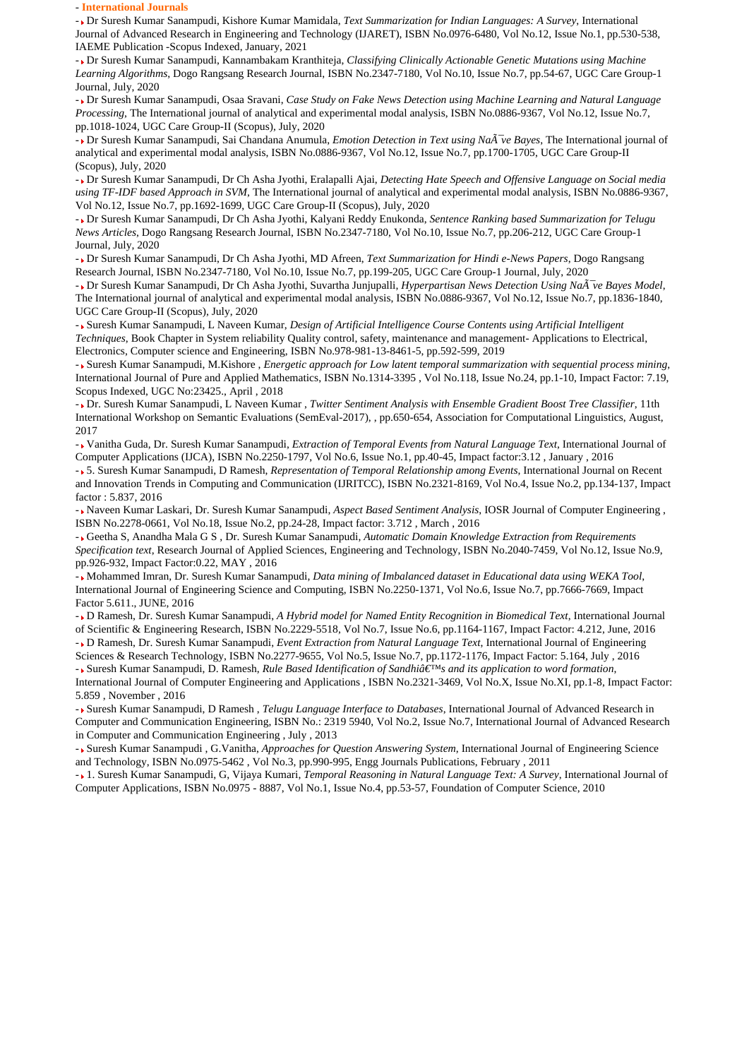- **International Journals**

- Dr Suresh Kumar Sanampudi, Kishore Kumar Mamidala, *Text Summarization for Indian Languages: A Survey*, International Journal of Advanced Research in Engineering and Technology (IJARET), ISBN No.0976-6480, Vol No.12, Issue No.1, pp.530-538, IAEME Publication -Scopus Indexed, January, 2021
- Dr Suresh Kumar Sanampudi, Kannambakam Kranthiteja, *Classifying Clinically Actionable Genetic Mutations using Machine Learning Algorithms*, Dogo Rangsang Research Journal, ISBN No.2347-7180, Vol No.10, Issue No.7, pp.54-67, UGC Care Group-1 Journal, July, 2020
- Dr Suresh Kumar Sanampudi, Osaa Sravani, *Case Study on Fake News Detection using Machine Learning and Natural Language Processing*, The International journal of analytical and experimental modal analysis, ISBN No.0886-9367, Vol No.12, Issue No.7, pp.1018-1024, UGC Care Group-II (Scopus), July, 2020
- Dr Suresh Kumar Sanampudi, Sai Chandana Anumula, *Emotion Detection in Text using NaÃ¯ve Bayes*, The International journal of analytical and experimental modal analysis, ISBN No.0886-9367, Vol No.12, Issue No.7, pp.1700-1705, UGC Care Group-II (Scopus), July, 2020
- Dr Suresh Kumar Sanampudi, Dr Ch Asha Jyothi, Eralapalli Ajai, *Detecting Hate Speech and Offensive Language on Social media using TF-IDF based Approach in SVM*, The International journal of analytical and experimental modal analysis, ISBN No.0886-9367, Vol No.12, Issue No.7, pp.1692-1699, UGC Care Group-II (Scopus), July, 2020
- Dr Suresh Kumar Sanampudi, Dr Ch Asha Jyothi, Kalyani Reddy Enukonda, *Sentence Ranking based Summarization for Telugu News Articles*, Dogo Rangsang Research Journal, ISBN No.2347-7180, Vol No.10, Issue No.7, pp.206-212, UGC Care Group-1 Journal, July, 2020
- Dr Suresh Kumar Sanampudi, Dr Ch Asha Jyothi, MD Afreen, *Text Summarization for Hindi e-News Papers*, Dogo Rangsang Research Journal, ISBN No.2347-7180, Vol No.10, Issue No.7, pp.199-205, UGC Care Group-1 Journal, July, 2020
- Dr Suresh Kumar Sanampudi, Dr Ch Asha Jyothi, Suvartha Junjupalli, *Hyperpartisan News Detection Using NaÃ¯ve Bayes Model*, The International journal of analytical and experimental modal analysis, ISBN No.0886-9367, Vol No.12, Issue No.7, pp.1836-1840, UGC Care Group-II (Scopus), July, 2020
- Suresh Kumar Sanampudi, L Naveen Kumar, *Design of Artificial Intelligence Course Contents using Artificial Intelligent Techniques*, Book Chapter in System reliability Quality control, safety, maintenance and management- Applications to Electrical, Electronics, Computer science and Engineering, ISBN No.978-981-13-8461-5, pp.592-599, 2019
- Suresh Kumar Sanampudi, M.Kishore , *Energetic approach for Low latent temporal summarization with sequential process mining*, International Journal of Pure and Applied Mathematics, ISBN No.1314-3395 , Vol No.118, Issue No.24, pp.1-10, Impact Factor: 7.19, Scopus Indexed, UGC No:23425., April , 2018
- Dr. Suresh Kumar Sanampudi, L Naveen Kumar , *Twitter Sentiment Analysis with Ensemble Gradient Boost Tree Classifier*, 11th International Workshop on Semantic Evaluations (SemEval-2017), , pp.650-654, Association for Computational Linguistics, August, 2017
- Vanitha Guda, Dr. Suresh Kumar Sanampudi, *Extraction of Temporal Events from Natural Language Text*, International Journal of Computer Applications (IJCA), ISBN No.2250-1797, Vol No.6, Issue No.1, pp.40-45, Impact factor:3.12 , January , 2016
- 5. Suresh Kumar Sanampudi, D Ramesh, *Representation of Temporal Relationship among Events*, International Journal on Recent and Innovation Trends in Computing and Communication (IJRITCC), ISBN No.2321-8169, Vol No.4, Issue No.2, pp.134-137, Impact factor : 5.837, 2016
- Naveen Kumar Laskari, Dr. Suresh Kumar Sanampudi, *Aspect Based Sentiment Analysis*, IOSR Journal of Computer Engineering , ISBN No.2278-0661, Vol No.18, Issue No.2, pp.24-28, Impact factor: 3.712 , March , 2016
- Geetha S, Anandha Mala G S , Dr. Suresh Kumar Sanampudi, *Automatic Domain Knowledge Extraction from Requirements Specification text*, Research Journal of Applied Sciences, Engineering and Technology, ISBN No.2040-7459, Vol No.12, Issue No.9, pp.926-932, Impact Factor:0.22, MAY , 2016
- Mohammed Imran, Dr. Suresh Kumar Sanampudi, *Data mining of Imbalanced dataset in Educational data using WEKA Tool*, International Journal of Engineering Science and Computing, ISBN No.2250-1371, Vol No.6, Issue No.7, pp.7666-7669, Impact Factor 5.611., JUNE, 2016
- D Ramesh, Dr. Suresh Kumar Sanampudi, *A Hybrid model for Named Entity Recognition in Biomedical Text*, International Journal of Scientific & Engineering Research, ISBN No.2229-5518, Vol No.7, Issue No.6, pp.1164-1167, Impact Factor: 4.212, June, 2016
- D Ramesh, Dr. Suresh Kumar Sanampudi, *Event Extraction from Natural Language Text*, International Journal of Engineering Sciences & Research Technology, ISBN No.2277-9655, Vol No.5, Issue No.7, pp.1172-1176, Impact Factor: 5.164, July , 2016
- Suresh Kumar Sanampudi, D. Ramesh, *Rule Based Identification of Sandhiâ€™s and its application to word formation*, International Journal of Computer Engineering and Applications , ISBN No.2321-3469, Vol No.X, Issue No.XI, pp.1-8, Impact Factor: 5.859 , November , 2016
- Suresh Kumar Sanampudi, D Ramesh , *Telugu Language Interface to Databases*, International Journal of Advanced Research in Computer and Communication Engineering, ISBN No.: 2319 5940, Vol No.2, Issue No.7, International Journal of Advanced Research in Computer and Communication Engineering , July , 2013
- Suresh Kumar Sanampudi , G.Vanitha, *Approaches for Question Answering System*, International Journal of Engineering Science and Technology, ISBN No.0975-5462 , Vol No.3, pp.990-995, Engg Journals Publications, February , 2011
- 1. Suresh Kumar Sanampudi, G, Vijaya Kumari, *Temporal Reasoning in Natural Language Text: A Survey*, International Journal of Computer Applications, ISBN No.0975 - 8887, Vol No.1, Issue No.4, pp.53-57, Foundation of Computer Science, 2010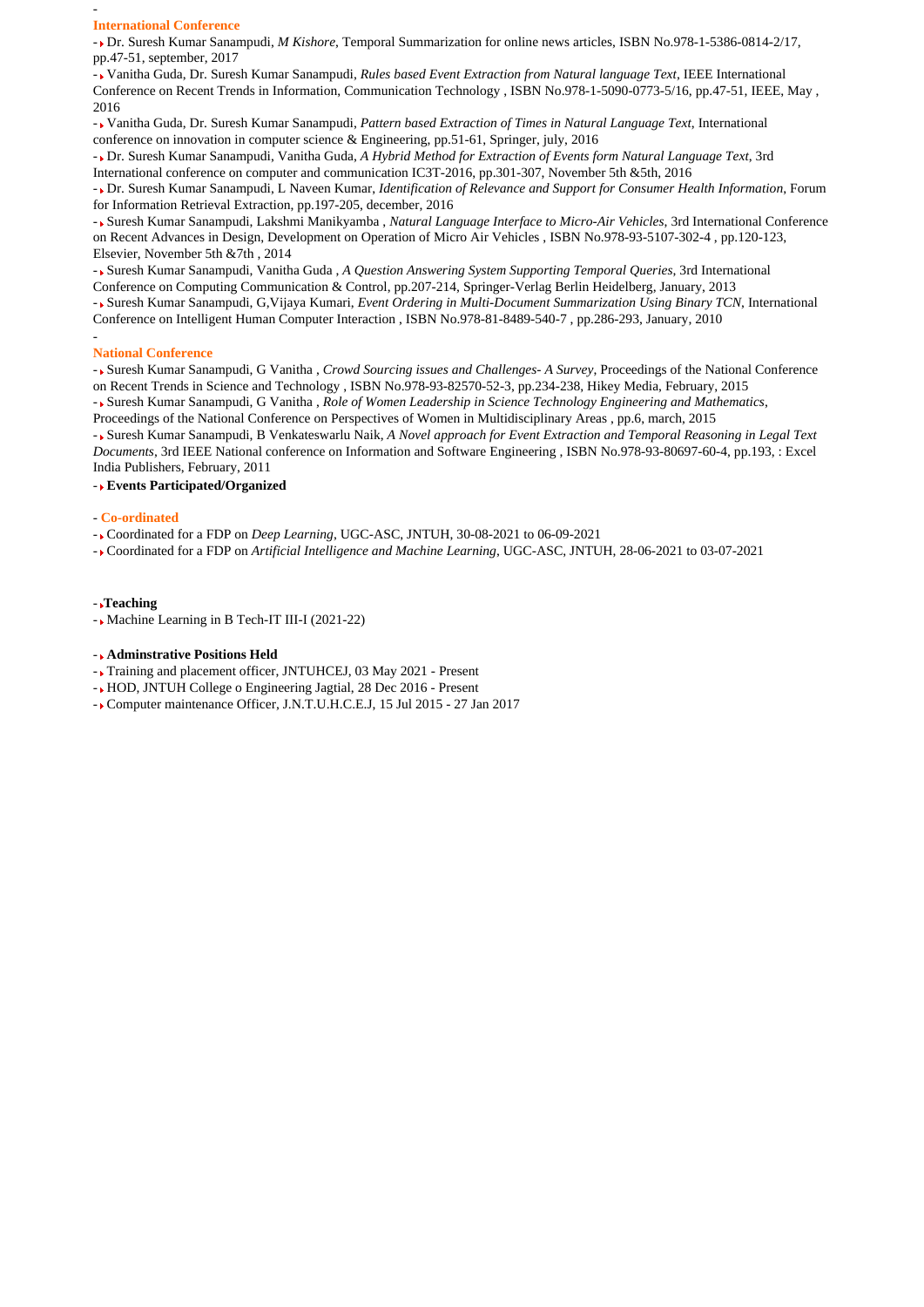### International Conference

- Dr. Suresh Kumar Sanampudi, *M Kishore*, Temporal Summarization for online news articles, ISBN No.978-1-5386-0814-2/17, pp.47-51, september, 2017
- Vanitha Guda, Dr. Suresh Kumar Sanampudi, *Rules based Event Extraction from Natural language Text*, IEEE International Conference on Recent Trends in Information, Communication Technology , ISBN No.978-1-5090-0773-5/16, pp.47-51, IEEE, May , 2016
- Vanitha Guda, Dr. Suresh Kumar Sanampudi, *Pattern based Extraction of Times in Natural Language Text*, International conference on innovation in computer science & Engineering, pp.51-61, Springer, july, 2016
- Dr. Suresh Kumar Sanampudi, Vanitha Guda, *A Hybrid Method for Extraction of Events form Natural Language Text*, 3rd International conference on computer and communication IC3T-2016, pp.301-307, November 5th &5th, 2016
- Dr. Suresh Kumar Sanampudi, L Naveen Kumar, *Identification of Relevance and Support for Consumer Health Information*, Forum for Information Retrieval Extraction, pp.197-205, december, 2016
- Suresh Kumar Sanampudi, Lakshmi Manikyamba , *Natural Language Interface to Micro-Air Vehicles*, 3rd International Conference on Recent Advances in Design, Development on Operation of Micro Air Vehicles , ISBN No.978-93-5107-302-4 , pp.120-123, Elsevier, November 5th &7th , 2014
- Suresh Kumar Sanampudi, Vanitha Guda , *A Question Answering System Supporting Temporal Queries*, 3rd International Conference on Computing Communication & Control, pp.207-214, Springer-Verlag Berlin Heidelberg, January, 2013
- Suresh Kumar Sanampudi, G,Vijaya Kumari, *Event Ordering in Multi-Document Summarization Using Binary TCN*, International Conference on Intelligent Human Computer Interaction , ISBN No.978-81-8489-540-7 , pp.286-293, January, 2010

### National Conference

- Suresh Kumar Sanampudi, G Vanitha , *Crowd Sourcing issues and Challenges- A Survey*, Proceedings of the National Conference on Recent Trends in Science and Technology , ISBN No.978-93-82570-52-3, pp.234-238, Hikey Media, February, 2015
- Suresh Kumar Sanampudi, G Vanitha , *Role of Women Leadership in Science Technology Engineering and Mathematics*, Proceedings of the National Conference on Perspectives of Women in Multidisciplinary Areas , pp.6, march, 2015
- Suresh Kumar Sanampudi, B Venkateswarlu Naik, *A Novel approach for Event Extraction and Temporal Reasoning in Legal Text Documents*, 3rd IEEE National conference on Information and Software Engineering , ISBN No.978-93-80697-60-4, pp.193, : Excel India Publishers, February, 2011

**Events Participated/Organized**

### Co-ordinated

- Coordinated for a FDP on *Deep Learning*, UGC-ASC, JNTUH, 30-08-2021 to 06-09-2021
- Coordinated for a FDP on *Artificial Intelligence and Machine Learning*, UGC-ASC, JNTUH, 28-06-2021 to 03-07-2021

**Teaching**

- Machine Learning in B Tech-IT III-I (2021-22)

**Adminstrative Positions Held**

- Training and placement officer, JNTUHCEJ, 03 May 2021 - Present
- HOD, JNTUH College o Engineering Jagtial, 28 Dec 2016 - Present
- Computer maintenance Officer, J.N.T.U.H.C.E.J, 15 Jul 2015 - 27 Jan 2017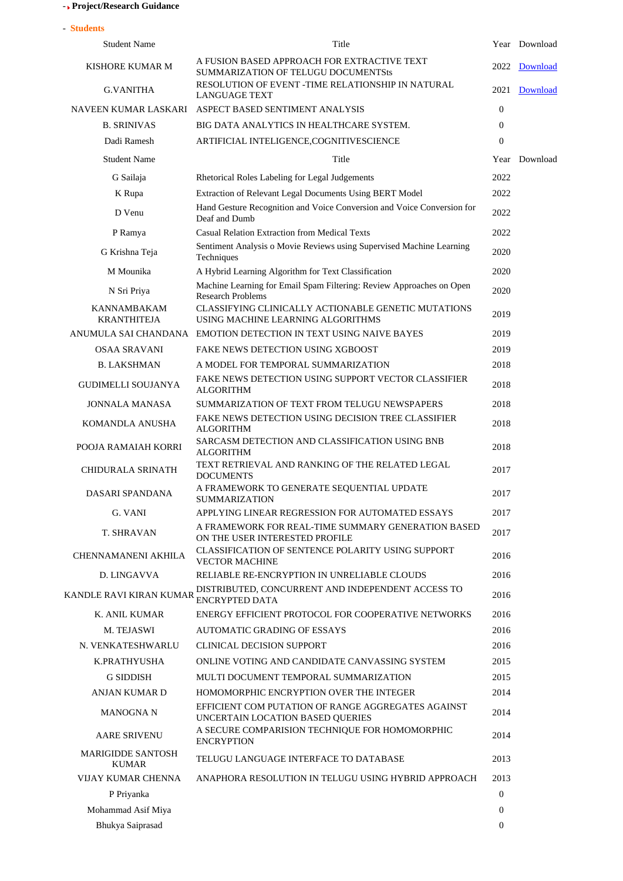- **Project/Research Guidance**

- **Students**

| Student Name | Title | Year | Download |
|---|---|---|---|
| KISHORE KUMAR M | A FUSION BASED APPROACH FOR EXTRACTIVE TEXT SUMMARIZATION OF TELUGU DOCUMENTSts | 2022 | Download |
| G.VANITHA | RESOLUTION OF EVENT -TIME RELATIONSHIP IN NATURAL LANGUAGE TEXT | 2021 | Download |
| NAVEEN KUMAR LASKARI | ASPECT BASED SENTIMENT ANALYSIS | 0 | |
| B. SRINIVAS | BIG DATA ANALYTICS IN HEALTHCARE SYSTEM. | 0 | |
| Dadi Ramesh | ARTIFICIAL INTELIGENCE,COGNITIVESCIENCE | 0 | |

| Student Name | Title | Year | Download |
|---|---|---|---|
| G Sailaja | Rhetorical Roles Labeling for Legal Judgements | 2022 | |
| K Rupa | Extraction of Relevant Legal Documents Using BERT Model | 2022 | |
| D Venu | Hand Gesture Recognition and Voice Conversion and Voice Conversion for Deaf and Dumb | 2022 | |
| P Ramya | Casual Relation Extraction from Medical Texts | 2022 | |
| G Krishna Teja | Sentiment Analysis o Movie Reviews using Supervised Machine Learning Techniques | 2020 | |
| M Mounika | A Hybrid Learning Algorithm for Text Classification | 2020 | |
| N Sri Priya | Machine Learning for Email Spam Filtering: Review Approaches on Open Research Problems | 2020 | |
| KANNAMBAKAM KRANTHITEJA | CLASSIFYING CLINICALLY ACTIONABLE GENETIC MUTATIONS USING MACHINE LEARNING ALGORITHMS | 2019 | |
| ANUMULA SAI CHANDANA | EMOTION DETECTION IN TEXT USING NAIVE BAYES | 2019 | |
| OSAA SRAVANI | FAKE NEWS DETECTION USING XGBOOST | 2019 | |
| B. LAKSHMAN | A MODEL FOR TEMPORAL SUMMARIZATION | 2018 | |
| GUDIMELLI SOUJANYA | FAKE NEWS DETECTION USING SUPPORT VECTOR CLASSIFIER ALGORITHM | 2018 | |
| JONNALA MANASA | SUMMARIZATION OF TEXT FROM TELUGU NEWSPAPERS | 2018 | |
| KOMANDLA ANUSHA | FAKE NEWS DETECTION USING DECISION TREE CLASSIFIER ALGORITHM | 2018 | |
| POOJA RAMAIAH KORRI | SARCASM DETECTION AND CLASSIFICATION USING BNB ALGORITHM | 2018 | |
| CHIDURALA SRINATH | TEXT RETRIEVAL AND RANKING OF THE RELATED LEGAL DOCUMENTS | 2017 | |
| DASARI SPANDANA | A FRAMEWORK TO GENERATE SEQUENTIAL UPDATE SUMMARIZATION | 2017 | |
| G. VANI | APPLYING LINEAR REGRESSION FOR AUTOMATED ESSAYS | 2017 | |
| T. SHRAVAN | A FRAMEWORK FOR REAL-TIME SUMMARY GENERATION BASED ON THE USER INTERESTED PROFILE | 2017 | |
| CHENNAMANENI AKHILA | CLASSIFICATION OF SENTENCE POLARITY USING SUPPORT VECTOR MACHINE | 2016 | |
| D. LINGAVVA | RELIABLE RE-ENCRYPTION IN UNRELIABLE CLOUDS | 2016 | |
| KANDLE RAVI KIRAN KUMAR | DISTRIBUTED, CONCURRENT AND INDEPENDENT ACCESS TO ENCRYPTED DATA | 2016 | |
| K. ANIL KUMAR | ENERGY EFFICIENT PROTOCOL FOR COOPERATIVE NETWORKS | 2016 | |
| M. TEJASWI | AUTOMATIC GRADING OF ESSAYS | 2016 | |
| N. VENKATESHWARLU | CLINICAL DECISION SUPPORT | 2016 | |
| K.PRATHYUSHA | ONLINE VOTING AND CANDIDATE CANVASSING SYSTEM | 2015 | |
| G SIDDISH | MULTI DOCUMENT TEMPORAL SUMMARIZATION | 2015 | |
| ANJAN KUMAR D | HOMOMORPHIC ENCRYPTION OVER THE INTEGER | 2014 | |
| MANOGNA N | EFFICIENT COM PUTATION OF RANGE AGGREGATES AGAINST UNCERTAIN LOCATION BASED QUERIES | 2014 | |
| AARE SRIVENU | A SECURE COMPARISION TECHNIQUE FOR HOMOMORPHIC ENCRYPTION | 2014 | |
| MARIGIDDE SANTOSH KUMAR | TELUGU LANGUAGE INTERFACE TO DATABASE | 2013 | |
| VIJAY KUMAR CHENNA | ANAPHORA RESOLUTION IN TELUGU USING HYBRID APPROACH | 2013 | |
| P Priyanka | | 0 | |
| Mohammad Asif Miya | | 0 | |
| Bhukya Saiprasad | | 0 | |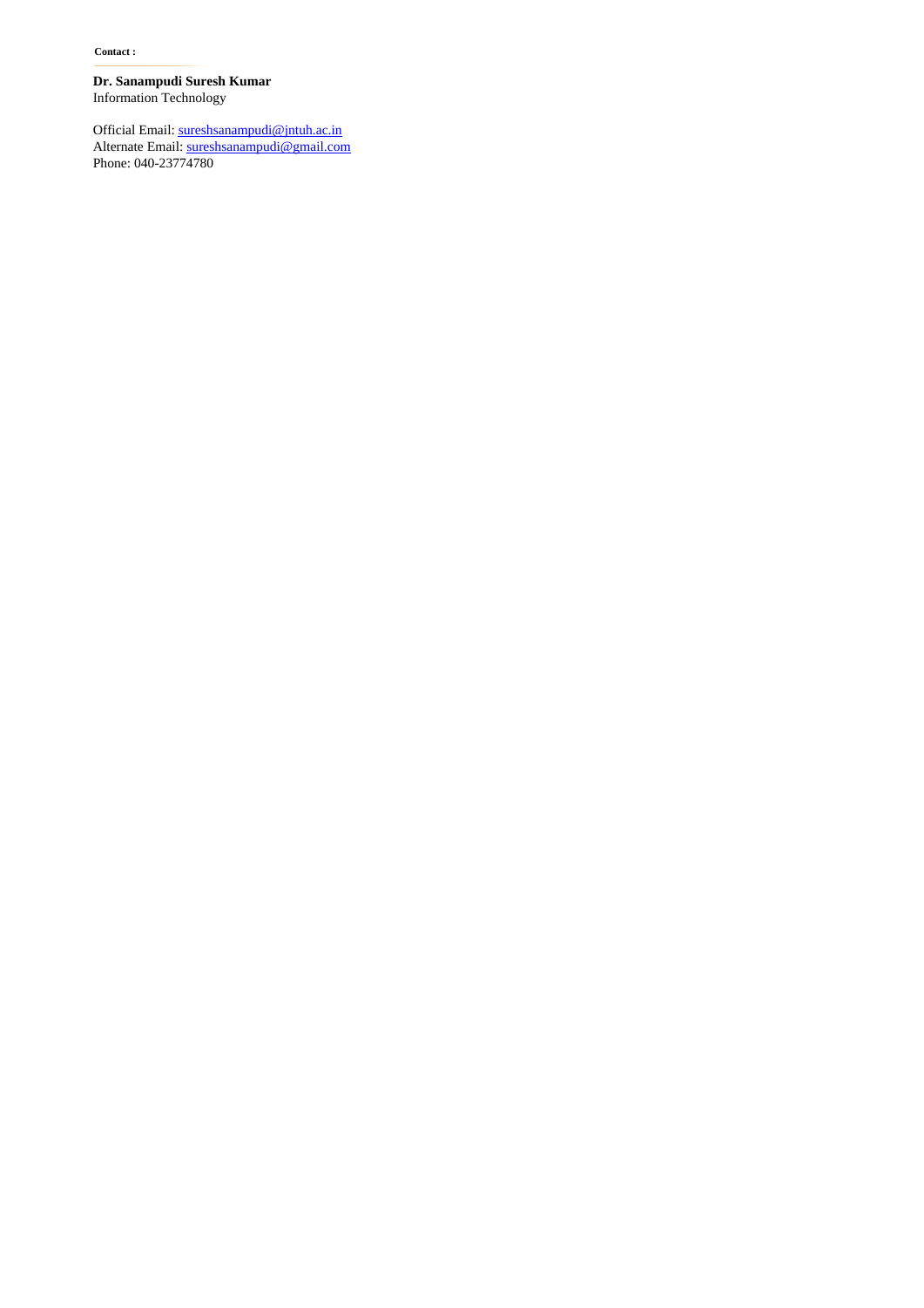**Contact :**

**Dr. Sanampudi Suresh Kumar**
Information Technology

Official Email: sureshsanampudi@jntuh.ac.in
Alternate Email: sureshsanampudi@gmail.com
Phone: 040-23774780